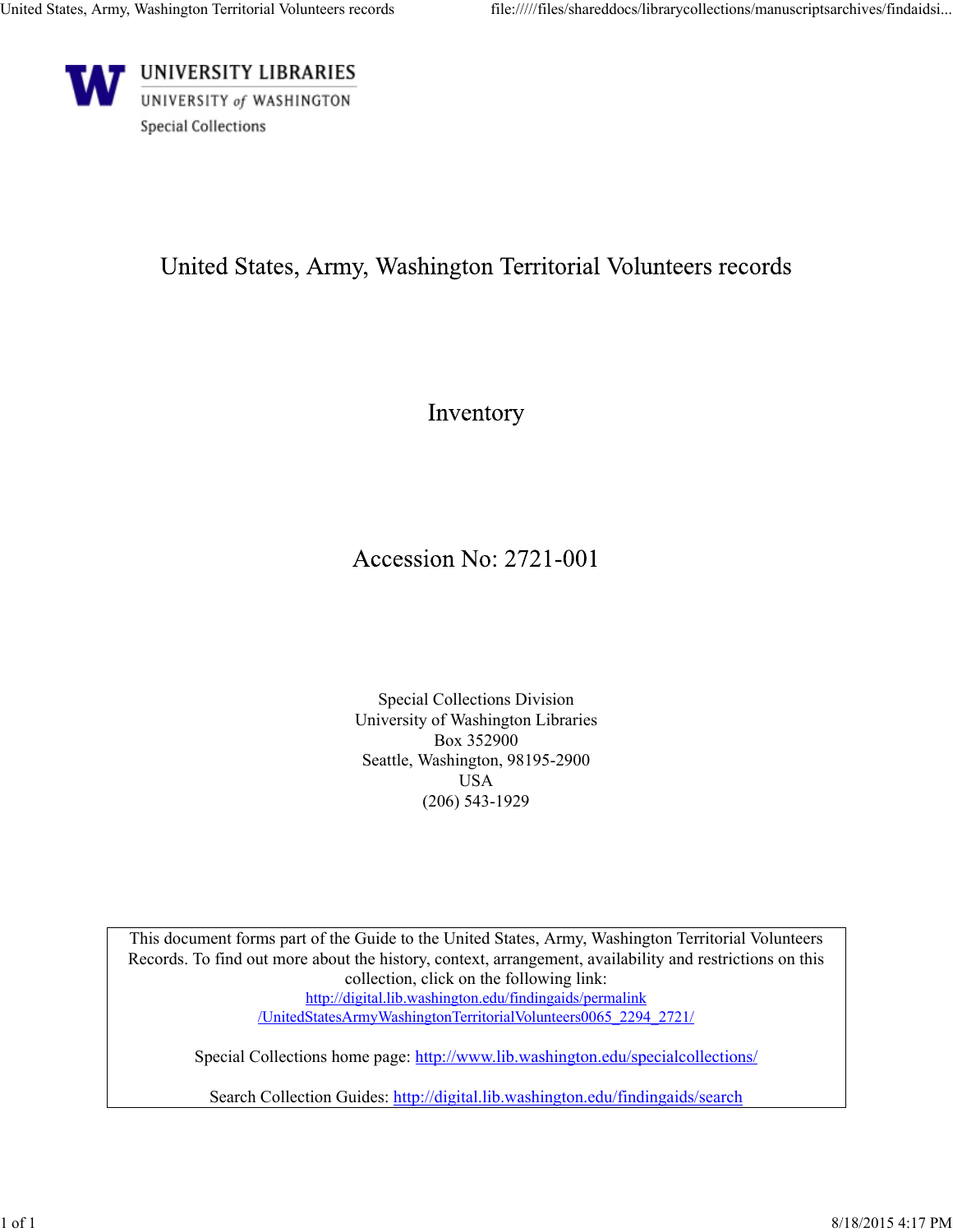UNIVERSITY LIBRARIES
UNIVERSITY *of* WASHINGTON
Special Collections

# United States, Army, Washington Territorial Volunteers records

## Inventory

## Accession No: 2721-001

Special Collections Division
University of Washington Libraries
Box 352900
Seattle, Washington, 98195-2900
USA
(206) 543-1929

This document forms part of the Guide to the United States, Army, Washington Territorial Volunteers Records. To find out more about the history, context, arrangement, availability and restrictions on this collection, click on the following link:
http://digital.lib.washington.edu/findingaids/permalink/UnitedStatesArmyWashingtonTerritorialVolunteers0065_2294_2721/

Special Collections home page: http://www.lib.washington.edu/specialcollections/

Search Collection Guides: http://digital.lib.washington.edu/findingaids/search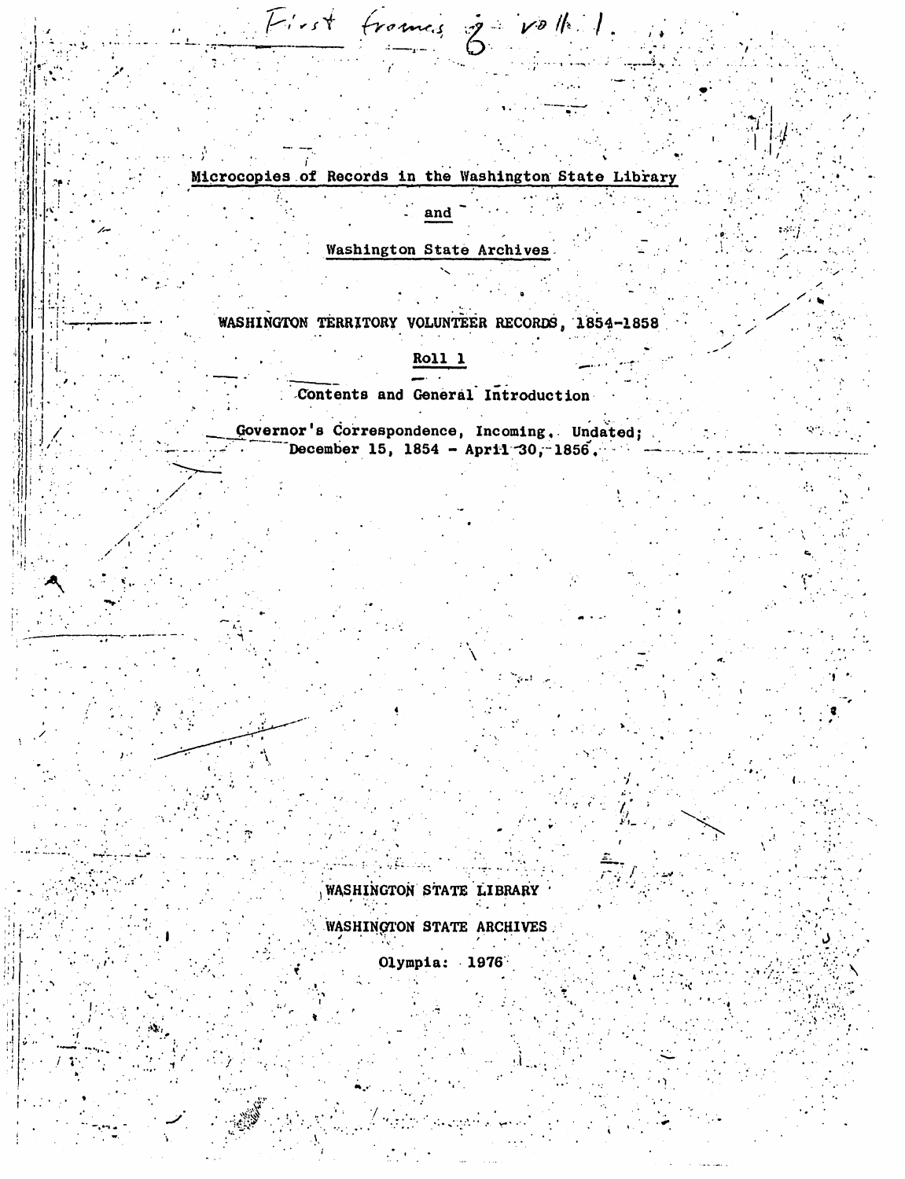First frames of roll 1.

Microcopies of Records in the Washington State Library

and

Washington State Archives

WASHINGTON TERRITORY VOLUNTEER RECORDS, 1854-1858

Roll 1

Contents and General Introduction

Governor's Correspondence, Incoming. Undated; December 15, 1854 - April 30, 1856.

WASHINGTON STATE LIBRARY

WASHINGTON STATE ARCHIVES

Olympia: 1976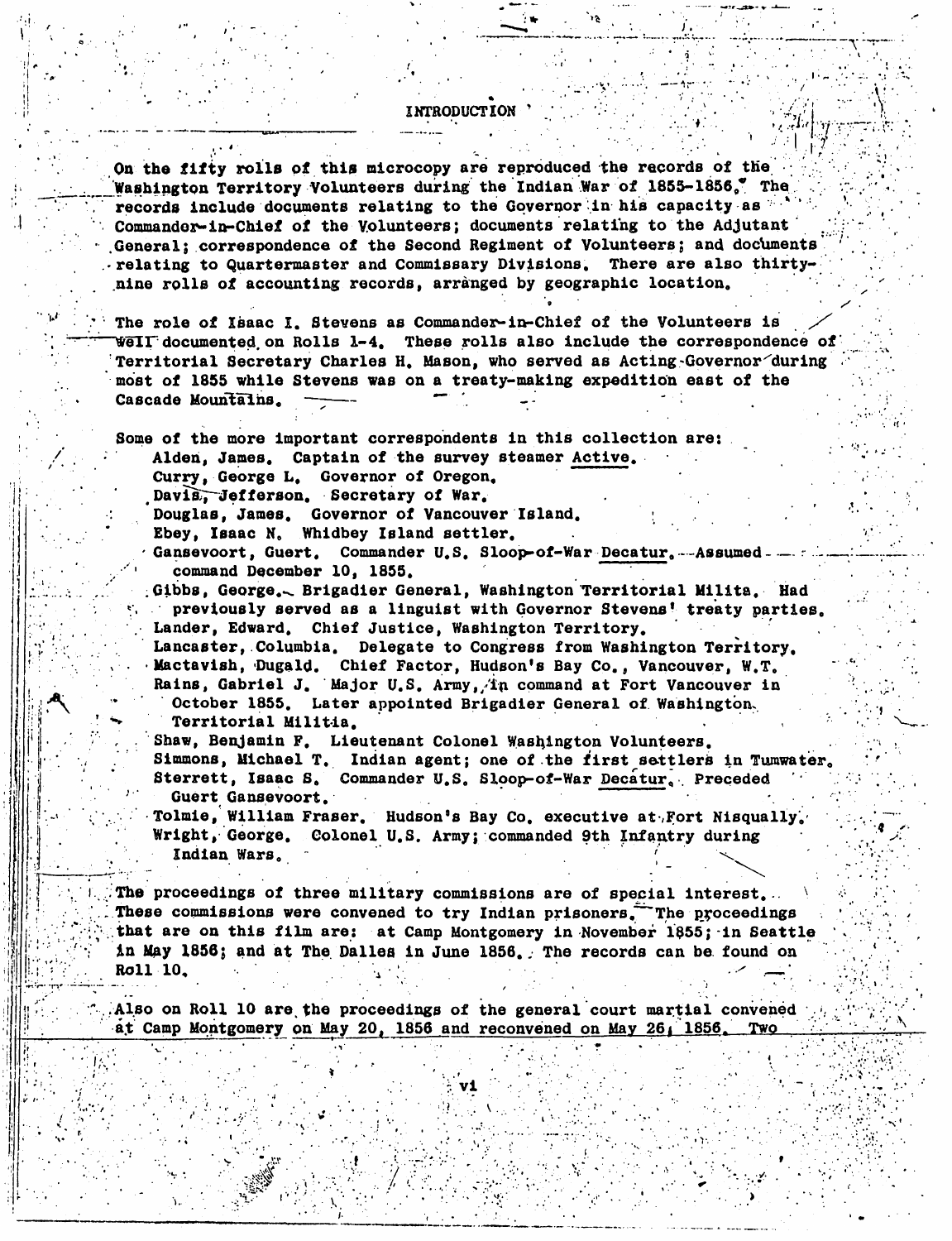# INTRODUCTION

On the fifty rolls of this microcopy are reproduced the records of the Washington Territory Volunteers during the Indian War of 1855-1856.* The records include documents relating to the Governor in his capacity as Commander-in-Chief of the Volunteers; documents relating to the Adjutant General; correspondence of the Second Regiment of Volunteers; and documents relating to Quartermaster and Commissary Divisions. There are also thirty-nine rolls of accounting records, arranged by geographic location.

The role of Isaac I. Stevens as Commander-in-Chief of the Volunteers is well documented on Rolls 1-4. These rolls also include the correspondence of Territorial Secretary Charles H. Mason, who served as Acting-Governor during most of 1855 while Stevens was on a treaty-making expedition east of the Cascade Mountains.

Some of the more important correspondents in this collection are:

- Alden, James. Captain of the survey steamer _Active_.
- Curry, George L. Governor of Oregon.
- Davis, Jefferson. Secretary of War.
- Douglas, James. Governor of Vancouver Island.
- Ebey, Isaac N. Whidbey Island settler.
- Gansevoort, Guert. Commander U.S. Sloop-of-War _Decatur_. Assumed command December 10, 1855.
- Gibbs, George. Brigadier General, Washington Territorial Milita. Had previously served as a linguist with Governor Stevens' treaty parties.
- Lander, Edward. Chief Justice, Washington Territory.
- Lancaster, Columbia. Delegate to Congress from Washington Territory.
- Mactavish, Dugald. Chief Factor, Hudson's Bay Co., Vancouver, W.T.
- Rains, Gabriel J. Major U.S. Army, in command at Fort Vancouver in October 1855. Later appointed Brigadier General of Washington Territorial Militia.
- Shaw, Benjamin F. Lieutenant Colonel Washington Volunteers.
- Simmons, Michael T. Indian agent; one of the first settlers in Tumwater.
- Sterrett, Isaac S. Commander U.S. Sloop-of-War _Decatur_. Preceded Guert Gansevoort.
- Tolmie, William Fraser. Hudson's Bay Co. executive at Fort Nisqually.
- Wright, George. Colonel U.S. Army; commanded 9th Infantry during Indian Wars.

The proceedings of three military commissions are of special interest. These commissions were convened to try Indian prisoners. The proceedings that are on this film are: at Camp Montgomery in November 1855; in Seattle in May 1856; and at The Dalles in June 1856. The records can be found on Roll 10.

Also on Roll 10 are the proceedings of the general court martial convened at Camp Montgomery on May 20, 1856 and reconvened on May 26, 1856. Two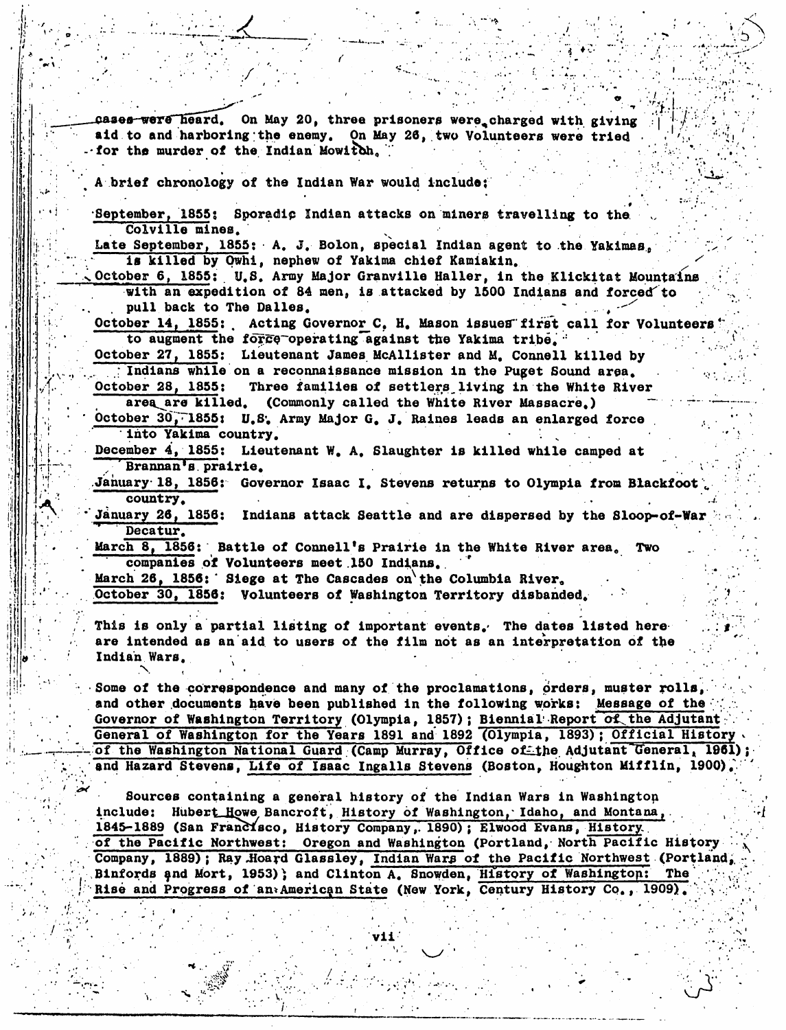cases were heard. On May 20, three prisoners were charged with giving aid to and harboring the enemy. On May 26, two Volunteers were tried for the murder of the Indian Mowitch.

A brief chronology of the Indian War would include:

September, 1855: Sporadic Indian attacks on miners travelling to the Colville mines.

Late September, 1855: A. J. Bolon, special Indian agent to the Yakimas, is killed by Qwhi, nephew of Yakima chief Kamiakin.

October 6, 1855: U.S. Army Major Granville Haller, in the Klickitat Mountains with an expedition of 84 men, is attacked by 1500 Indians and forced to pull back to The Dalles.

October 14, 1855: Acting Governor C. H. Mason issues first call for Volunteers to augment the force operating against the Yakima tribe.

October 27, 1855: Lieutenant James McAllister and M. Connell killed by Indians while on a reconnaissance mission in the Puget Sound area.

October 28, 1855: Three families of settlers living in the White River area are killed. (Commonly called the White River Massacre.)

October 30, 1855: U.S. Army Major G. J. Raines leads an enlarged force into Yakima country.

December 4, 1855: Lieutenant W. A. Slaughter is killed while camped at Brannan's prairie.

January 18, 1856: Governor Isaac I. Stevens returns to Olympia from Blackfoot country.

January 26, 1856: Indians attack Seattle and are dispersed by the Sloop-of-War Decatur.

March 8, 1856: Battle of Connell's Prairie in the White River area. Two companies of Volunteers meet 150 Indians.

March 26, 1856: Siege at The Cascades on the Columbia River.

October 30, 1856: Volunteers of Washington Territory disbanded.

This is only a partial listing of important events. The dates listed here are intended as an aid to users of the film not as an interpretation of the Indian Wars.

Some of the correspondence and many of the proclamations, orders, muster rolls, and other documents have been published in the following works: Message of the Governor of Washington Territory (Olympia, 1857); Biennial Report of the Adjutant General of Washington for the Years 1891 and 1892 (Olympia, 1893); Official History of the Washington National Guard (Camp Murray, Office of the Adjutant General, 1961); and Hazard Stevens, Life of Isaac Ingalls Stevens (Boston, Houghton Mifflin, 1900).

Sources containing a general history of the Indian Wars in Washington include: Hubert Howe Bancroft, History of Washington, Idaho, and Montana, 1845-1889 (San Francisco, History Company, 1890); Elwood Evans, History of the Pacific Northwest: Oregon and Washington (Portland, North Pacific History Company, 1889); Ray Hoard Glassley, Indian Wars of the Pacific Northwest (Portland, Binfords and Mort, 1953); and Clinton A. Snowden, History of Washington: The Rise and Progress of an American State (New York, Century History Co., 1909).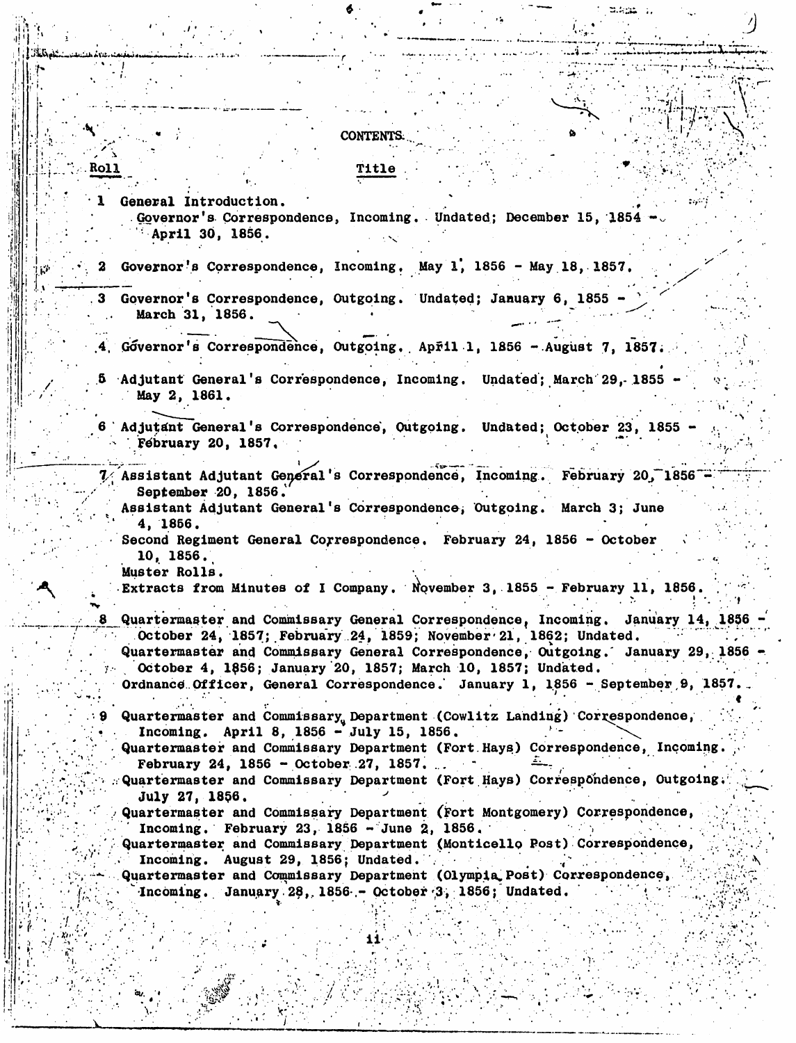# CONTENTS

| Roll | Title |
|---|---|
| 1 | General Introduction.<br>Governor's Correspondence, Incoming. Undated; December 15, 1854 - April 30, 1856. |
| 2 | Governor's Correspondence, Incoming. May 1, 1856 - May 18, 1857. |
| 3 | Governor's Correspondence, Outgoing. Undated; January 6, 1855 - March 31, 1856. |
| 4 | Governor's Correspondence, Outgoing. April 1, 1856 - August 7, 1857. |
| 5 | Adjutant General's Correspondence, Incoming. Undated; March 29, 1855 - May 2, 1861. |
| 6 | Adjutant General's Correspondence, Outgoing. Undated; October 23, 1855 - February 20, 1857. |
| 7 | Assistant Adjutant General's Correspondence, Incoming. February 20, 1856 - September 20, 1856.<br>Assistant Adjutant General's Correspondence, Outgoing. March 3; June 4, 1856.<br>Second Regiment General Correspondence. February 24, 1856 - October 10, 1856.<br>Muster Rolls.<br>Extracts from Minutes of I Company. November 3, 1855 - February 11, 1856. |
| 8 | Quartermaster and Commissary General Correspondence, Incoming. January 14, 1856 - October 24, 1857; February 24, 1859; November 21, 1862; Undated.<br>Quartermaster and Commissary General Correspondence, Outgoing. January 29, 1856 - October 4, 1856; January 20, 1857; March 10, 1857; Undated.<br>Ordnance Officer, General Correspondence. January 1, 1856 - September 9, 1857. |
| 9 | Quartermaster and Commissary Department (Cowlitz Landing) Correspondence, Incoming. April 8, 1856 - July 15, 1856.<br>Quartermaster and Commissary Department (Fort Hays) Correspondence, Incoming. February 24, 1856 - October 27, 1857.<br>Quartermaster and Commissary Department (Fort Hays) Correspondence, Outgoing. July 27, 1856.<br>Quartermaster and Commissary Department (Fort Montgomery) Correspondence, Incoming. February 23, 1856 - June 2, 1856.<br>Quartermaster and Commissary Department (Monticello Post) Correspondence, Incoming. August 29, 1856; Undated.<br>Quartermaster and Commissary Department (Olympia Post) Correspondence, Incoming. January 28, 1856 - October 3, 1856; Undated. |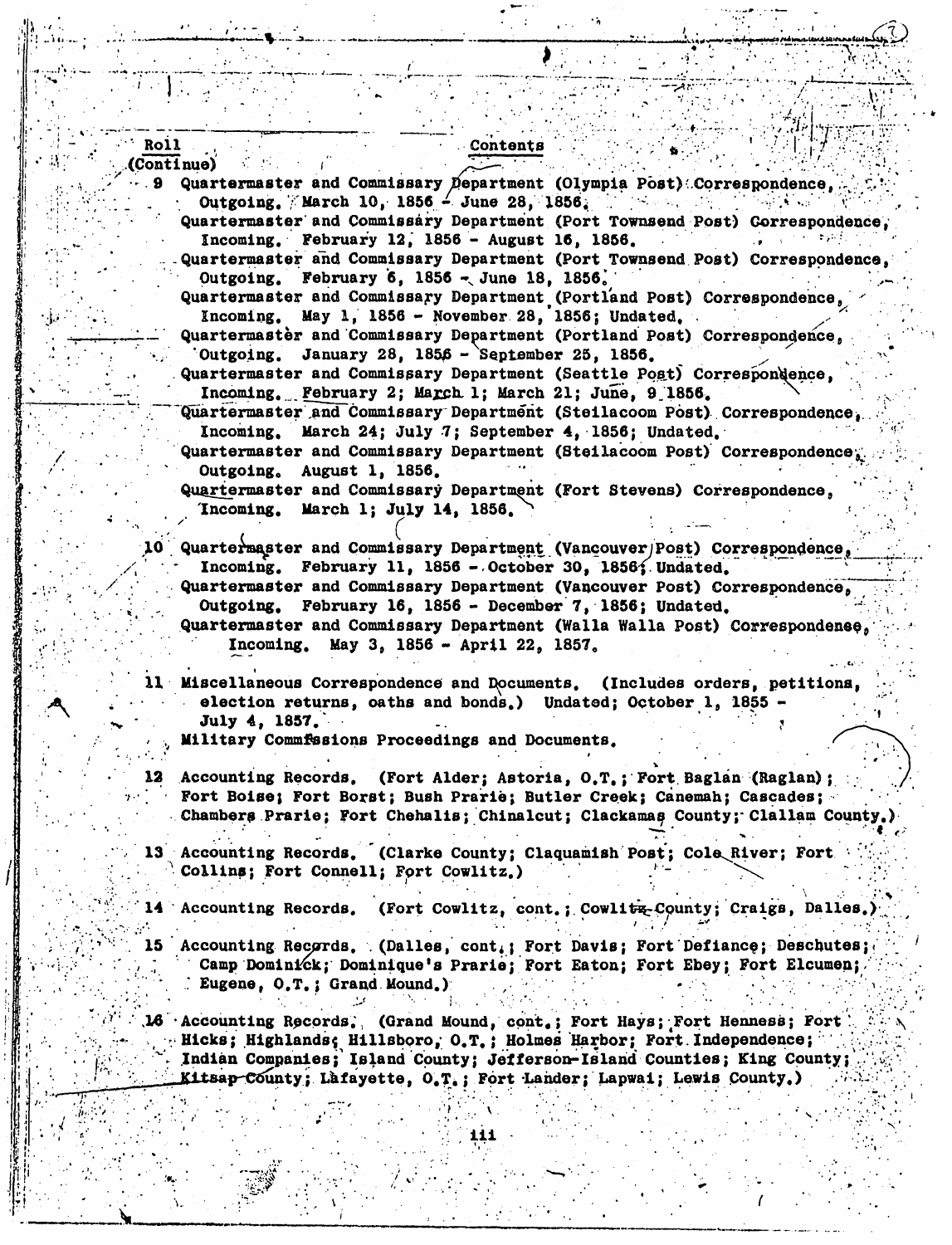| Roll (Continue) | Contents |
|---|---|
| 9 | Quartermaster and Commissary Department (Olympia Post) Correspondence, Outgoing. March 10, 1856 - June 28, 1856. |
| | Quartermaster and Commissary Department (Port Townsend Post) Correspondence, Incoming. February 12, 1856 - August 16, 1856. |
| | Quartermaster and Commissary Department (Port Townsend Post) Correspondence, Outgoing. February 6, 1856 - June 18, 1856. |
| | Quartermaster and Commissary Department (Portland Post) Correspondence, Incoming. May 1, 1856 - November 28, 1856; Undated. |
| | Quartermaster and Commissary Department (Portland Post) Correspondence, Outgoing. January 28, 1856 - September 25, 1856. |
| | Quartermaster and Commissary Department (Seattle Post) Correspondence, Incoming. February 2; March 1; March 21; June, 9 1856. |
| | Quartermaster and Commissary Department (Steilacoom Post) Correspondence, Incoming. March 24; July 7; September 4, 1856; Undated. |
| | Quartermaster and Commissary Department (Steilacoom Post) Correspondence, Outgoing. August 1, 1856. |
| | Quartermaster and Commissary Department (Fort Stevens) Correspondence, Incoming. March 1; July 14, 1856. |
| 10 | Quartermaster and Commissary Department (Vancouver Post) Correspondence, Incoming. February 11, 1856 - October 30, 1856; Undated. |
| | Quartermaster and Commissary Department (Vancouver Post) Correspondence, Outgoing. February 16, 1856 - December 7, 1856; Undated. |
| | Quartermaster and Commissary Department (Walla Walla Post) Correspondense, Incoming. May 3, 1856 - April 22, 1857. |
| 11 | Miscellaneous Correspondence and Documents. (Includes orders, petitions, election returns, oaths and bonds.) Undated; October 1, 1855 - July 4, 1857. |
| | Military Commissions Proceedings and Documents. |
| 12 | Accounting Records. (Fort Alder; Astoria, O.T.; Fort Baglan (Raglan); Fort Boise; Fort Borst; Bush Prarie; Butler Creek; Canemah; Cascades; Chambers Prarie; Fort Chehalis; Chinalcut; Clackamas County; Clallam County.) |
| 13 | Accounting Records. (Clarke County; Claquamish Post; Cole River; Fort Collins; Fort Connell; Fort Cowlitz.) |
| 14 | Accounting Records. (Fort Cowlitz, cont.; Cowlitz County; Craigs, Dalles.) |
| 15 | Accounting Records. (Dalles, cont.; Fort Davis; Fort Defiance; Deschutes; Camp Dominick; Dominique's Prarie; Fort Eaton; Fort Ebey; Fort Elcumen; Eugene, O.T.; Grand Mound.) |
| 16 | Accounting Records. (Grand Mound, cont.; Fort Hays; Fort Henness; Fort Hicks; Highlands; Hillsboro, O.T.; Holmes Harbor; Fort Independence; Indian Companies; Island County; Jefferson-Island Counties; King County; Kitsap County; Lafayette, O.T.; Fort Lander; Lapwai; Lewis County.) |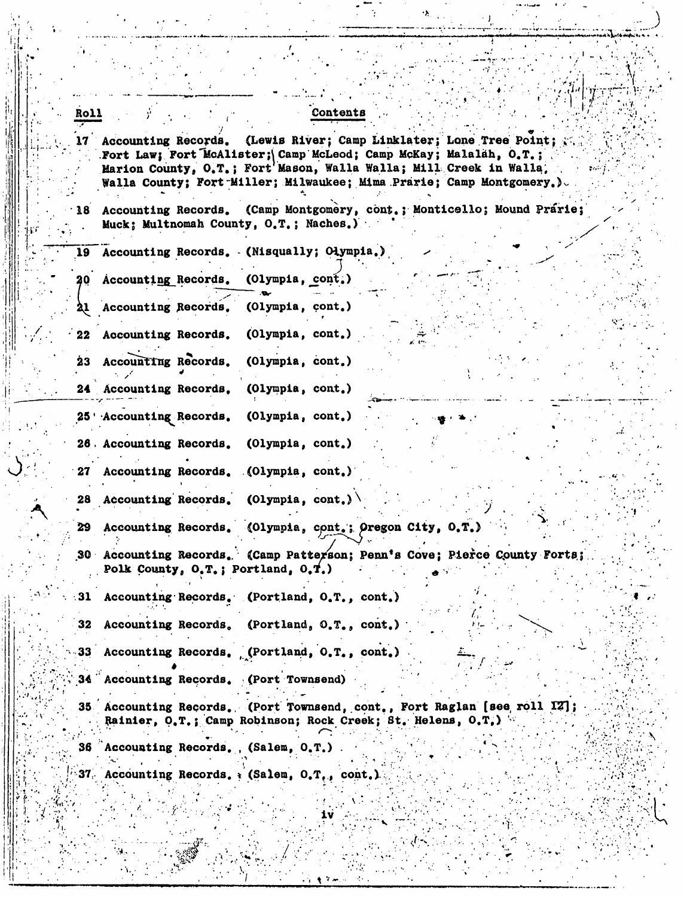| Roll | Contents |
| --- | --- |
| 17 | Accounting Records. (Lewis River; Camp Linklater; Lone Tree Point; Fort Law; Fort McAlister; Camp McLeod; Camp McKay; Malalah, O.T.; Marion County, O.T.; Fort Mason, Walla Walla; Mill Creek in Walla Walla County; Fort Miller; Milwaukee; Mima Prarie; Camp Montgomery.) |
| 18 | Accounting Records. (Camp Montgomery, cont.; Monticello; Mound Prarie; Muck; Multnomah County, O.T.; Naches.) |
| 19 | Accounting Records. (Nisqually; Olympia.) |
| 20 | Accounting Records. (Olympia, cont.) |
| 21 | Accounting Records. (Olympia, cont.) |
| 22 | Accounting Records. (Olympia, cont.) |
| 23 | Accounting Records. (Olympia, cont.) |
| 24 | Accounting Records. (Olympia, cont.) |
| 25 | Accounting Records. (Olympia, cont.) |
| 26 | Accounting Records. (Olympia, cont.) |
| 27 | Accounting Records. (Olympia, cont.) |
| 28 | Accounting Records. (Olympia, cont.) |
| 29 | Accounting Records. (Olympia, cont.; Oregon City, O.T.) |
| 30 | Accounting Records. (Camp Patterson; Penn's Cove; Pierce County Forts; Polk County, O.T.; Portland, O.T.) |
| 31 | Accounting Records. (Portland, O.T., cont.) |
| 32 | Accounting Records. (Portland, O.T., cont.) |
| 33 | Accounting Records. (Portland, O.T., cont.) |
| 34 | Accounting Records. (Port Townsend) |
| 35 | Accounting Records. (Port Townsend, cont., Fort Raglan [see roll 12]; Rainier, O.T.; Camp Robinson; Rock Creek; St. Helens, O.T.) |
| 36 | Accounting Records. (Salem, O.T.) |
| 37 | Accounting Records. (Salem, O.T., cont.) |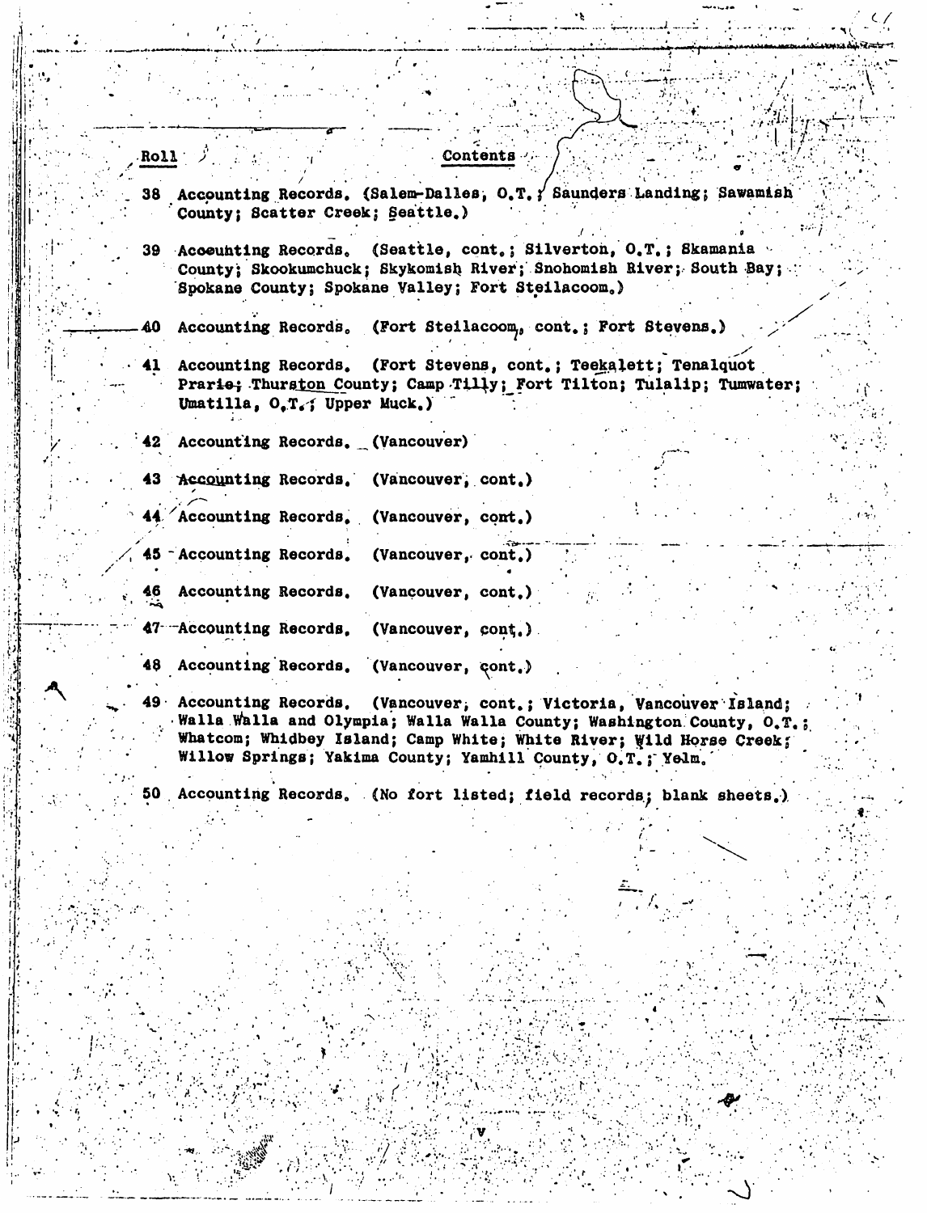| Roll | Contents |
|---|---|
| 38 | Accounting Records. (Salem-Dalles, O.T.; Saunders Landing; Sawamish County; Scatter Creek; Seattle.) |
| 39 | Accounting Records. (Seattle, cont.; Silverton, O.T.; Skamania County; Skookumchuck; Skykomish River; Snohomish River; South Bay; Spokane County; Spokane Valley; Fort Steilacoom.) |
| 40 | Accounting Records. (Fort Steilacoom, cont.; Fort Stevens.) |
| 41 | Accounting Records. (Fort Stevens, cont.; Teekalett; Tenalquot Prarie; Thurston County; Camp Tilly; Fort Tilton; Tulalip; Tumwater; Umatilla, O.T.; Upper Muck.) |
| 42 | Accounting Records. (Vancouver) |
| 43 | Accounting Records. (Vancouver, cont.) |
| 44 | Accounting Records. (Vancouver, cont.) |
| 45 | Accounting Records. (Vancouver, cont.) |
| 46 | Accounting Records. (Vancouver, cont.) |
| 47 | Accounting Records. (Vancouver, cont.) |
| 48 | Accounting Records. (Vancouver, cont.) |
| 49 | Accounting Records. (Vancouver, cont.; Victoria, Vancouver Island; Walla Walla and Olympia; Walla Walla County; Washington County, O.T.; Whatcom; Whidbey Island; Camp White; White River; Wild Horse Creek; Willow Springs; Yakima County; Yamhill County, O.T.; Yelm. |
| 50 | Accounting Records. (No fort listed; field records; blank sheets.) |